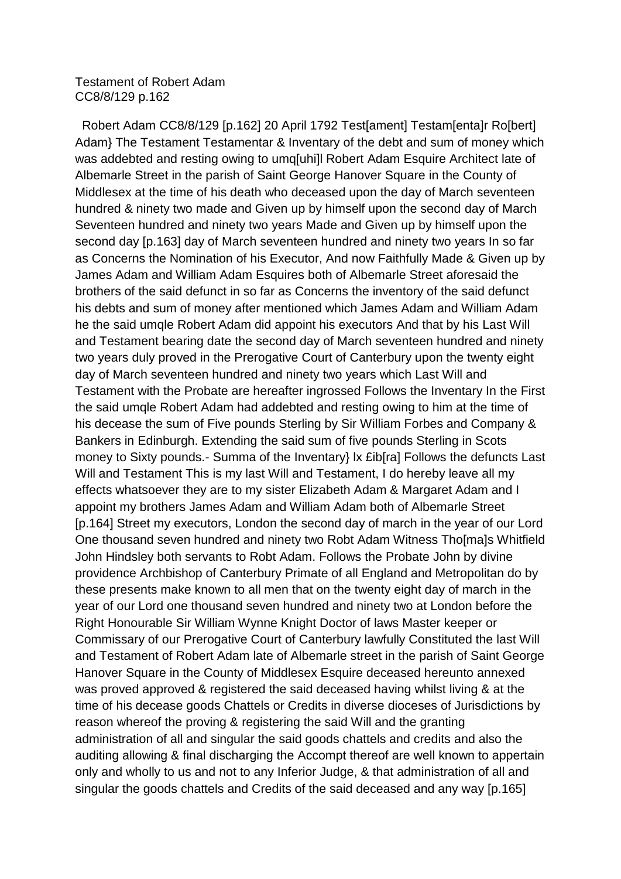Testament of Robert Adam
CC8/8/129 p.162

Robert Adam CC8/8/129 [p.162] 20 April 1792 Test[ament] Testam[enta]r Ro[bert] Adam} The Testament Testamentar & Inventary of the debt and sum of money which was addebted and resting owing to umq[uhi]l Robert Adam Esquire Architect late of Albemarle Street in the parish of Saint George Hanover Square in the County of Middlesex at the time of his death who deceased upon the day of March seventeen hundred & ninety two made and Given up by himself upon the second day of March Seventeen hundred and ninety two years Made and Given up by himself upon the second day [p.163] day of March seventeen hundred and ninety two years In so far as Concerns the Nomination of his Executor, And now Faithfully Made & Given up by James Adam and William Adam Esquires both of Albemarle Street aforesaid the brothers of the said defunct in so far as Concerns the inventory of the said defunct his debts and sum of money after mentioned which James Adam and William Adam he the said umqle Robert Adam did appoint his executors And that by his Last Will and Testament bearing date the second day of March seventeen hundred and ninety two years duly proved in the Prerogative Court of Canterbury upon the twenty eight day of March seventeen hundred and ninety two years which Last Will and Testament with the Probate are hereafter ingrossed Follows the Inventary In the First the said umqle Robert Adam had addebted and resting owing to him at the time of his decease the sum of Five pounds Sterling by Sir William Forbes and Company & Bankers in Edinburgh. Extending the said sum of five pounds Sterling in Scots money to Sixty pounds.- Summa of the Inventary} lx £ib[ra] Follows the defuncts Last Will and Testament This is my last Will and Testament, I do hereby leave all my effects whatsoever they are to my sister Elizabeth Adam & Margaret Adam and I appoint my brothers James Adam and William Adam both of Albemarle Street [p.164] Street my executors, London the second day of march in the year of our Lord One thousand seven hundred and ninety two Robt Adam Witness Tho[ma]s Whitfield John Hindsley both servants to Robt Adam. Follows the Probate John by divine providence Archbishop of Canterbury Primate of all England and Metropolitan do by these presents make known to all men that on the twenty eight day of march in the year of our Lord one thousand seven hundred and ninety two at London before the Right Honourable Sir William Wynne Knight Doctor of laws Master keeper or Commissary of our Prerogative Court of Canterbury lawfully Constituted the last Will and Testament of Robert Adam late of Albemarle street in the parish of Saint George Hanover Square in the County of Middlesex Esquire deceased hereunto annexed was proved approved & registered the said deceased having whilst living & at the time of his decease goods Chattels or Credits in diverse dioceses of Jurisdictions by reason whereof the proving & registering the said Will and the granting administration of all and singular the said goods chattels and credits and also the auditing allowing & final discharging the Accompt thereof are well known to appertain only and wholly to us and not to any Inferior Judge, & that administration of all and singular the goods chattels and Credits of the said deceased and any way [p.165]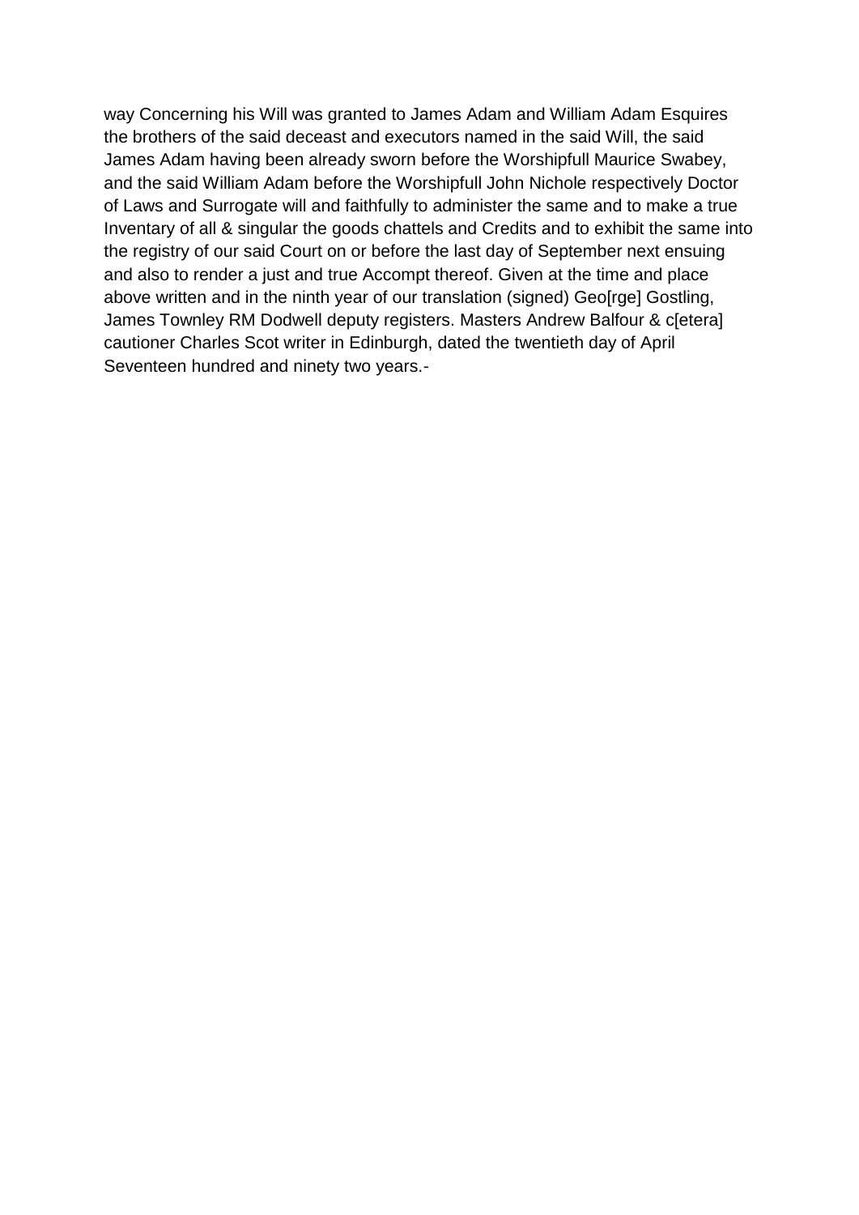way Concerning his Will was granted to James Adam and William Adam Esquires the brothers of the said deceast and executors named in the said Will, the said James Adam having been already sworn before the Worshipfull Maurice Swabey, and the said William Adam before the Worshipfull John Nichole respectively Doctor of Laws and Surrogate will and faithfully to administer the same and to make a true Inventary of all & singular the goods chattels and Credits and to exhibit the same into the registry of our said Court on or before the last day of September next ensuing and also to render a just and true Accompt thereof. Given at the time and place above written and in the ninth year of our translation (signed) Geo[rge] Gostling, James Townley RM Dodwell deputy registers. Masters Andrew Balfour & c[etera] cautioner Charles Scot writer in Edinburgh, dated the twentieth day of April Seventeen hundred and ninety two years.-